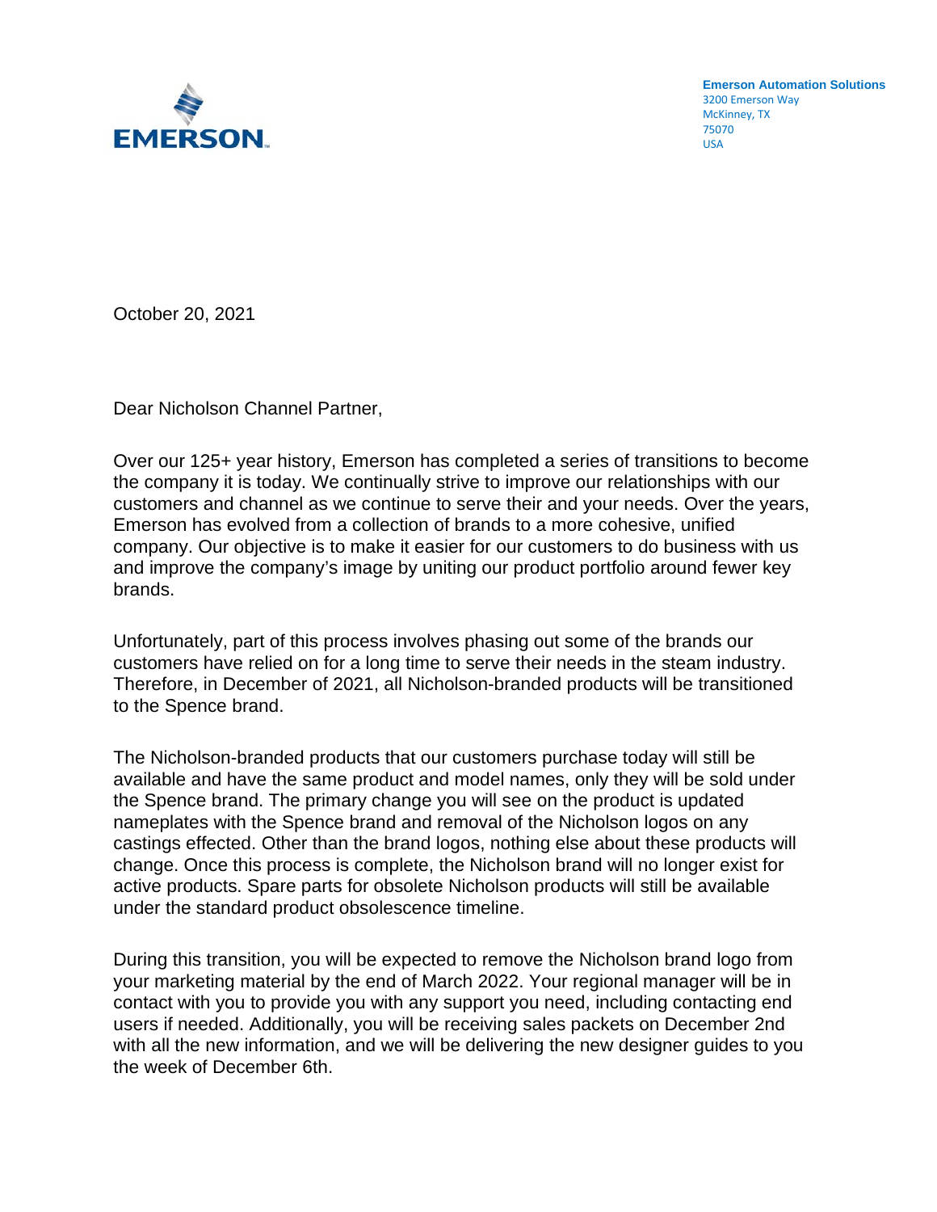**Emerson Automation Solutions**
3200 Emerson Way
McKinney, TX
75070
USA

October 20, 2021

Dear Nicholson Channel Partner,

Over our 125+ year history, Emerson has completed a series of transitions to become the company it is today. We continually strive to improve our relationships with our customers and channel as we continue to serve their and your needs. Over the years, Emerson has evolved from a collection of brands to a more cohesive, unified company. Our objective is to make it easier for our customers to do business with us and improve the company's image by uniting our product portfolio around fewer key brands.

Unfortunately, part of this process involves phasing out some of the brands our customers have relied on for a long time to serve their needs in the steam industry. Therefore, in December of 2021, all Nicholson-branded products will be transitioned to the Spence brand.

The Nicholson-branded products that our customers purchase today will still be available and have the same product and model names, only they will be sold under the Spence brand. The primary change you will see on the product is updated nameplates with the Spence brand and removal of the Nicholson logos on any castings effected. Other than the brand logos, nothing else about these products will change. Once this process is complete, the Nicholson brand will no longer exist for active products. Spare parts for obsolete Nicholson products will still be available under the standard product obsolescence timeline.

During this transition, you will be expected to remove the Nicholson brand logo from your marketing material by the end of March 2022. Your regional manager will be in contact with you to provide you with any support you need, including contacting end users if needed. Additionally, you will be receiving sales packets on December 2nd with all the new information, and we will be delivering the new designer guides to you the week of December 6th.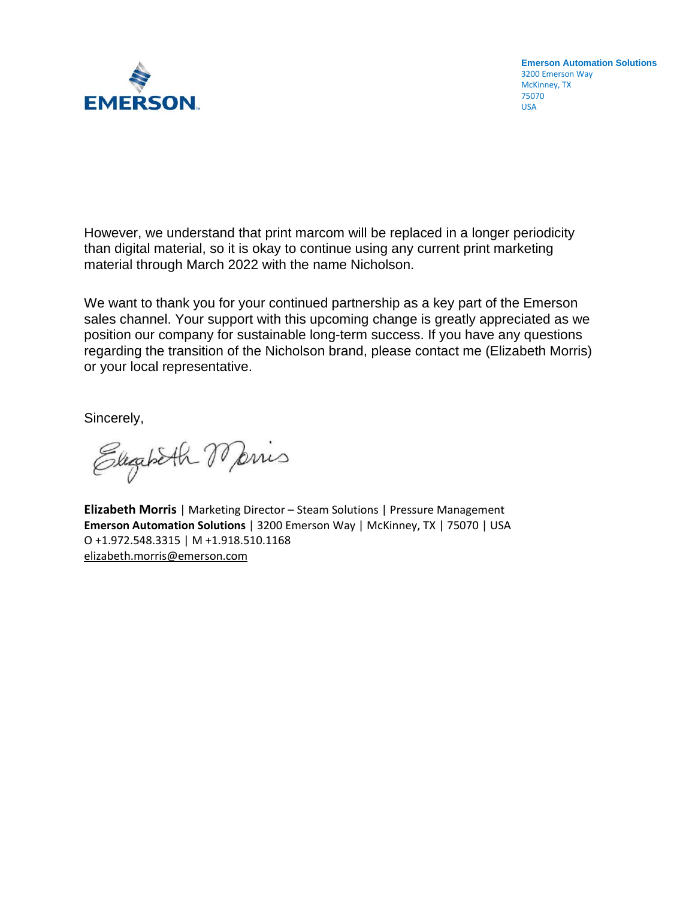**Emerson Automation Solutions**
3200 Emerson Way
McKinney, TX
75070
USA

However, we understand that print marcom will be replaced in a longer periodicity than digital material, so it is okay to continue using any current print marketing material through March 2022 with the name Nicholson.

We want to thank you for your continued partnership as a key part of the Emerson sales channel. Your support with this upcoming change is greatly appreciated as we position our company for sustainable long-term success. If you have any questions regarding the transition of the Nicholson brand, please contact me (Elizabeth Morris) or your local representative.

Sincerely,

**Elizabeth Morris** | Marketing Director – Steam Solutions | Pressure Management
**Emerson Automation Solutions** | 3200 Emerson Way | McKinney, TX | 75070 | USA
O +1.972.548.3315 | M +1.918.510.1168
elizabeth.morris@emerson.com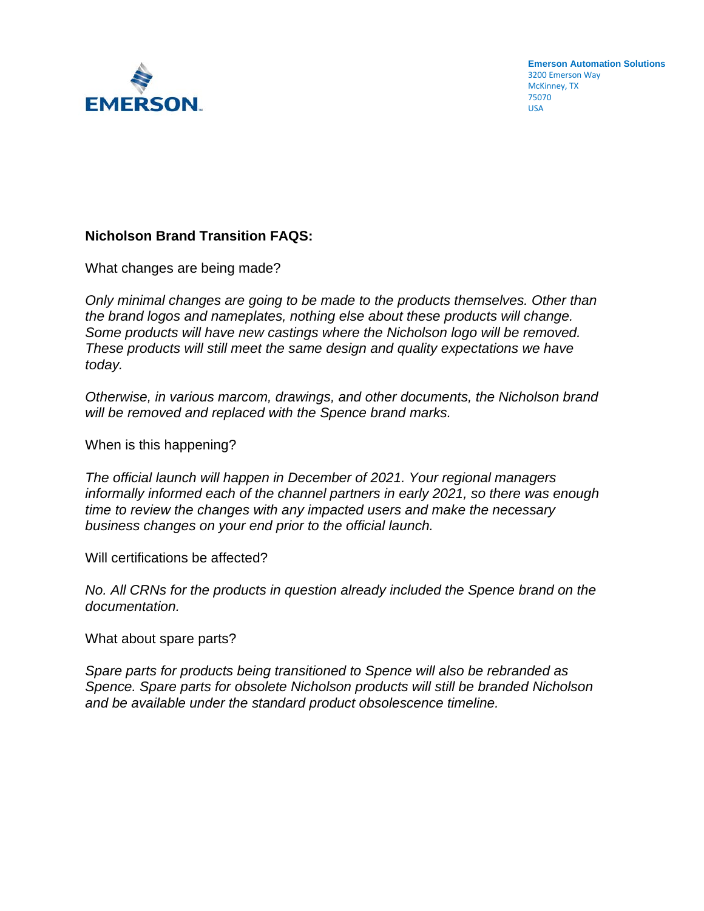**Emerson Automation Solutions**
3200 Emerson Way
McKinney, TX
75070
USA

**Nicholson Brand Transition FAQS:**

What changes are being made?

*Only minimal changes are going to be made to the products themselves. Other than the brand logos and nameplates, nothing else about these products will change. Some products will have new castings where the Nicholson logo will be removed. These products will still meet the same design and quality expectations we have today.*

*Otherwise, in various marcom, drawings, and other documents, the Nicholson brand will be removed and replaced with the Spence brand marks.*

When is this happening?

*The official launch will happen in December of 2021. Your regional managers informally informed each of the channel partners in early 2021, so there was enough time to review the changes with any impacted users and make the necessary business changes on your end prior to the official launch.*

Will certifications be affected?

*No. All CRNs for the products in question already included the Spence brand on the documentation.*

What about spare parts?

*Spare parts for products being transitioned to Spence will also be rebranded as Spence. Spare parts for obsolete Nicholson products will still be branded Nicholson and be available under the standard product obsolescence timeline.*